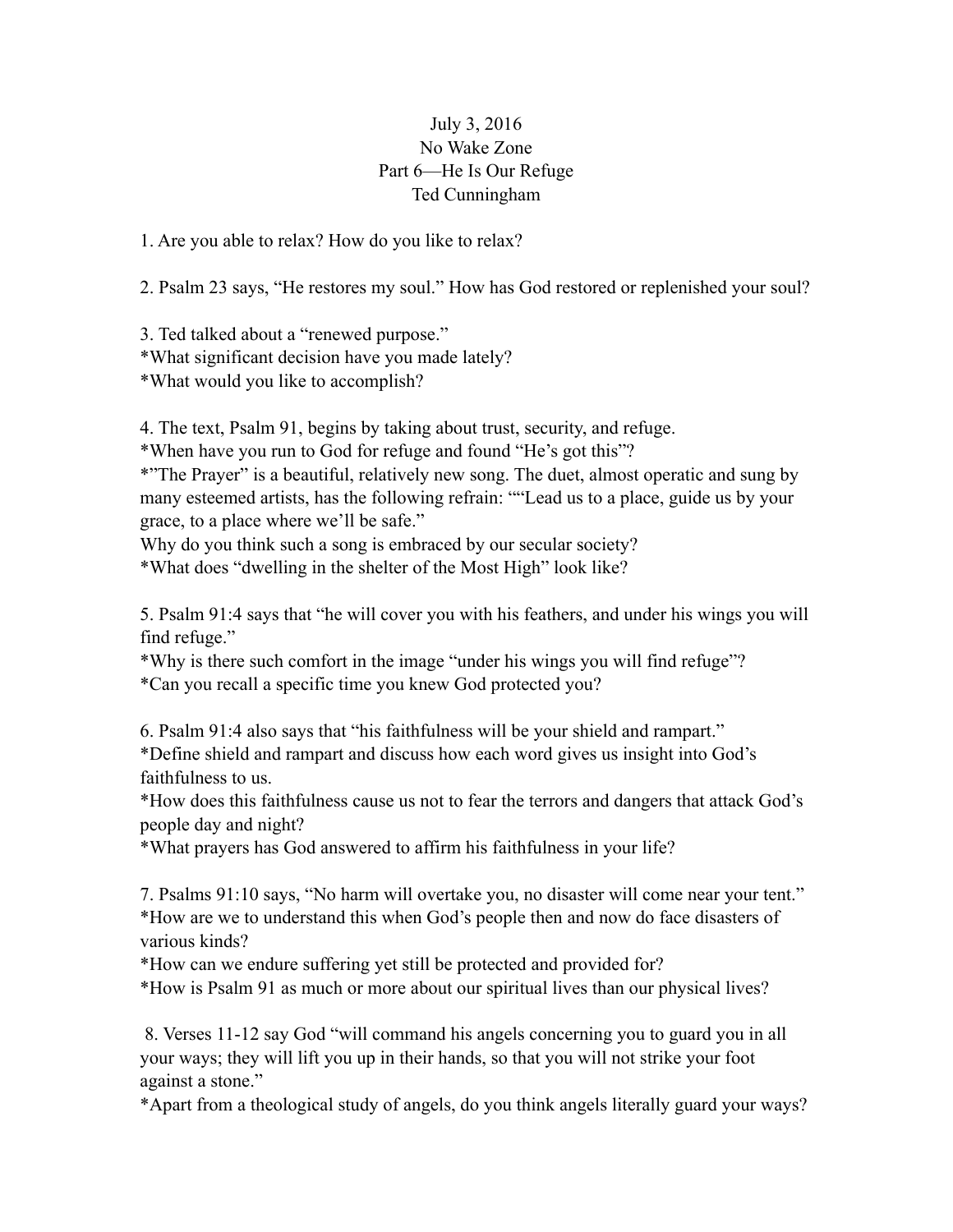July 3, 2016
No Wake Zone
Part 6—He Is Our Refuge
Ted Cunningham

1. Are you able to relax? How do you like to relax?

2. Psalm 23 says, "He restores my soul." How has God restored or replenished your soul?

3. Ted talked about a "renewed purpose."
*What significant decision have you made lately?
*What would you like to accomplish?

4. The text, Psalm 91, begins by taking about trust, security, and refuge.
*When have you run to God for refuge and found "He's got this"?
*"The Prayer" is a beautiful, relatively new song. The duet, almost operatic and sung by many esteemed artists, has the following refrain: ""Lead us to a place, guide us by your grace, to a place where we'll be safe."
Why do you think such a song is embraced by our secular society?
*What does "dwelling in the shelter of the Most High" look like?

5. Psalm 91:4 says that "he will cover you with his feathers, and under his wings you will find refuge."
*Why is there such comfort in the image "under his wings you will find refuge"?
*Can you recall a specific time you knew God protected you?

6. Psalm 91:4 also says that "his faithfulness will be your shield and rampart."
*Define shield and rampart and discuss how each word gives us insight into God's faithfulness to us.
*How does this faithfulness cause us not to fear the terrors and dangers that attack God's people day and night?
*What prayers has God answered to affirm his faithfulness in your life?

7. Psalms 91:10 says, "No harm will overtake you, no disaster will come near your tent."
*How are we to understand this when God's people then and now do face disasters of various kinds?
*How can we endure suffering yet still be protected and provided for?
*How is Psalm 91 as much or more about our spiritual lives than our physical lives?

8. Verses 11-12 say God "will command his angels concerning you to guard you in all your ways; they will lift you up in their hands, so that you will not strike your foot against a stone."
*Apart from a theological study of angels, do you think angels literally guard your ways?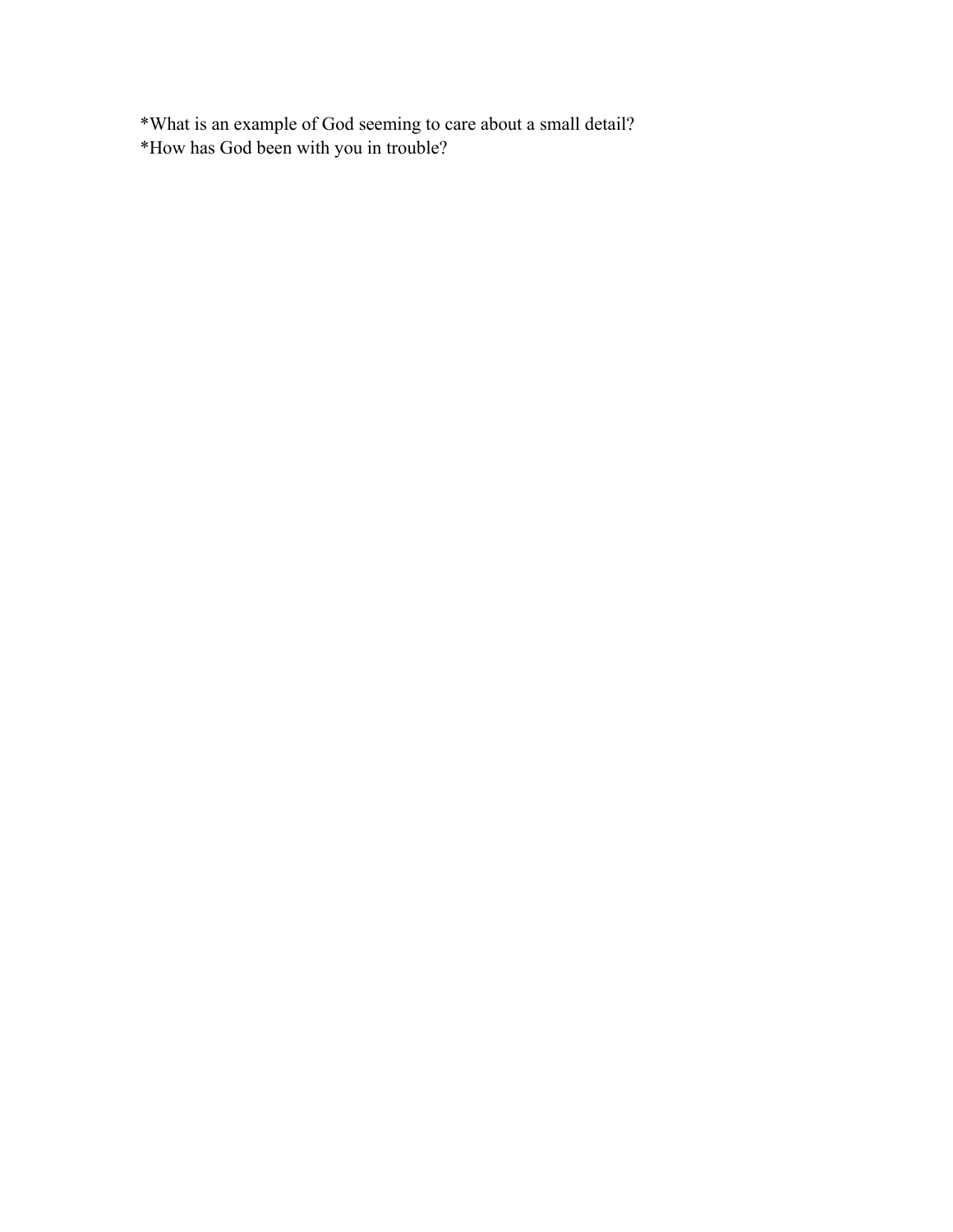*What is an example of God seeming to care about a small detail?
*How has God been with you in trouble?